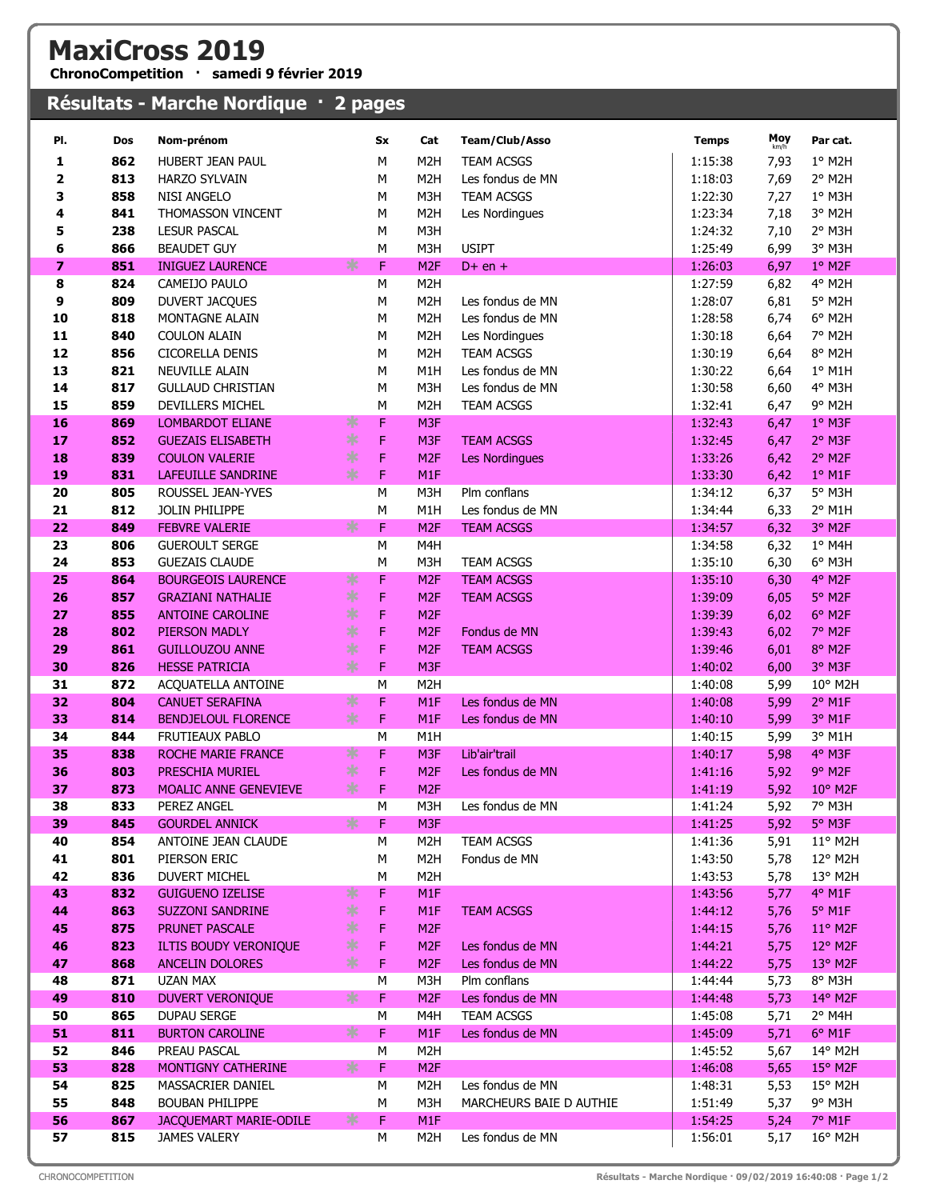# MaxiCross 2019

**ChronoCompetition · samedi 9 février 2019**

## Résultats - Marche Nordique · 2 pages

| Pl. | Dos | Nom-prénom | | Sx | Cat | Team/Club/Asso | Temps | Moy km/h | Par cat. |
|---|---|---|---|---|---|---|---|---|---|
| 1 | 862 | HUBERT JEAN PAUL | | M | M2H | TEAM ACSGS | 1:15:38 | 7,93 | 1° M2H |
| 2 | 813 | HARZO SYLVAIN | | M | M2H | Les fondus de MN | 1:18:03 | 7,69 | 2° M2H |
| 3 | 858 | NISI ANGELO | | M | M3H | TEAM ACSGS | 1:22:30 | 7,27 | 1° M3H |
| 4 | 841 | THOMASSON VINCENT | | M | M2H | Les Nordingues | 1:23:34 | 7,18 | 3° M2H |
| 5 | 238 | LESUR PASCAL | | M | M3H | | 1:24:32 | 7,10 | 2° M3H |
| 6 | 866 | BEAUDET GUY | | M | M3H | USIPT | 1:25:49 | 6,99 | 3° M3H |
| 7 | 851 | INIGUEZ LAURENCE | * | F | M2F | D+ en + | 1:26:03 | 6,97 | 1° M2F |
| 8 | 824 | CAMEIJO PAULO | | M | M2H | | 1:27:59 | 6,82 | 4° M2H |
| 9 | 809 | DUVERT JACQUES | | M | M2H | Les fondus de MN | 1:28:07 | 6,81 | 5° M2H |
| 10 | 818 | MONTAGNE ALAIN | | M | M2H | Les fondus de MN | 1:28:58 | 6,74 | 6° M2H |
| 11 | 840 | COULON ALAIN | | M | M2H | Les Nordingues | 1:30:18 | 6,64 | 7° M2H |
| 12 | 856 | CICORELLA DENIS | | M | M2H | TEAM ACSGS | 1:30:19 | 6,64 | 8° M2H |
| 13 | 821 | NEUVILLE ALAIN | | M | M1H | Les fondus de MN | 1:30:22 | 6,64 | 1° M1H |
| 14 | 817 | GULLAUD CHRISTIAN | | M | M3H | Les fondus de MN | 1:30:58 | 6,60 | 4° M3H |
| 15 | 859 | DEVILLERS MICHEL | | M | M2H | TEAM ACSGS | 1:32:41 | 6,47 | 9° M2H |
| 16 | 869 | LOMBARDOT ELIANE | * | F | M3F | | 1:32:43 | 6,47 | 1° M3F |
| 17 | 852 | GUEZAIS ELISABETH | * | F | M3F | TEAM ACSGS | 1:32:45 | 6,47 | 2° M3F |
| 18 | 839 | COULON VALERIE | * | F | M2F | Les Nordingues | 1:33:26 | 6,42 | 2° M2F |
| 19 | 831 | LAFEUILLE SANDRINE | * | F | M1F | | 1:33:30 | 6,42 | 1° M1F |
| 20 | 805 | ROUSSEL JEAN-YVES | | M | M3H | Plm conflans | 1:34:12 | 6,37 | 5° M3H |
| 21 | 812 | JOLIN PHILIPPE | | M | M1H | Les fondus de MN | 1:34:44 | 6,33 | 2° M1H |
| 22 | 849 | FEBVRE VALERIE | * | F | M2F | TEAM ACSGS | 1:34:57 | 6,32 | 3° M2F |
| 23 | 806 | GUEROULT SERGE | | M | M4H | | 1:34:58 | 6,32 | 1° M4H |
| 24 | 853 | GUEZAIS CLAUDE | | M | M3H | TEAM ACSGS | 1:35:10 | 6,30 | 6° M3H |
| 25 | 864 | BOURGEOIS LAURENCE | * | F | M2F | TEAM ACSGS | 1:35:10 | 6,30 | 4° M2F |
| 26 | 857 | GRAZIANI NATHALIE | * | F | M2F | TEAM ACSGS | 1:39:09 | 6,05 | 5° M2F |
| 27 | 855 | ANTOINE CAROLINE | * | F | M2F | | 1:39:39 | 6,02 | 6° M2F |
| 28 | 802 | PIERSON MADLY | * | F | M2F | Fondus de MN | 1:39:43 | 6,02 | 7° M2F |
| 29 | 861 | GUILLOUZOU ANNE | * | F | M2F | TEAM ACSGS | 1:39:46 | 6,01 | 8° M2F |
| 30 | 826 | HESSE PATRICIA | * | F | M3F | | 1:40:02 | 6,00 | 3° M3F |
| 31 | 872 | ACQUATELLA ANTOINE | | M | M2H | | 1:40:08 | 5,99 | 10° M2H |
| 32 | 804 | CANUET SERAFINA | * | F | M1F | Les fondus de MN | 1:40:08 | 5,99 | 2° M1F |
| 33 | 814 | BENDJELOUL FLORENCE | * | F | M1F | Les fondus de MN | 1:40:10 | 5,99 | 3° M1F |
| 34 | 844 | FRUTIEAUX PABLO | | M | M1H | | 1:40:15 | 5,99 | 3° M1H |
| 35 | 838 | ROCHE MARIE FRANCE | * | F | M3F | Lib'air'trail | 1:40:17 | 5,98 | 4° M3F |
| 36 | 803 | PRESCHIA MURIEL | * | F | M2F | Les fondus de MN | 1:41:16 | 5,92 | 9° M2F |
| 37 | 873 | MOALIC ANNE GENEVIEVE | * | F | M2F | | 1:41:19 | 5,92 | 10° M2F |
| 38 | 833 | PEREZ ANGEL | | M | M3H | Les fondus de MN | 1:41:24 | 5,92 | 7° M3H |
| 39 | 845 | GOURDEL ANNICK | * | F | M3F | | 1:41:25 | 5,92 | 5° M3F |
| 40 | 854 | ANTOINE JEAN CLAUDE | | M | M2H | TEAM ACSGS | 1:41:36 | 5,91 | 11° M2H |
| 41 | 801 | PIERSON ERIC | | M | M2H | Fondus de MN | 1:43:50 | 5,78 | 12° M2H |
| 42 | 836 | DUVERT MICHEL | | M | M2H | | 1:43:53 | 5,78 | 13° M2H |
| 43 | 832 | GUIGUENO IZELISE | * | F | M1F | | 1:43:56 | 5,77 | 4° M1F |
| 44 | 863 | SUZZONI SANDRINE | * | F | M1F | TEAM ACSGS | 1:44:12 | 5,76 | 5° M1F |
| 45 | 875 | PRUNET PASCALE | * | F | M2F | | 1:44:15 | 5,76 | 11° M2F |
| 46 | 823 | ILTIS BOUDY VERONIQUE | * | F | M2F | Les fondus de MN | 1:44:21 | 5,75 | 12° M2F |
| 47 | 868 | ANCELIN DOLORES | * | F | M2F | Les fondus de MN | 1:44:22 | 5,75 | 13° M2F |
| 48 | 871 | UZAN MAX | | M | M3H | Plm conflans | 1:44:44 | 5,73 | 8° M3H |
| 49 | 810 | DUVERT VERONIQUE | * | F | M2F | Les fondus de MN | 1:44:48 | 5,73 | 14° M2F |
| 50 | 865 | DUPAU SERGE | | M | M4H | TEAM ACSGS | 1:45:08 | 5,71 | 2° M4H |
| 51 | 811 | BURTON CAROLINE | * | F | M1F | Les fondus de MN | 1:45:09 | 5,71 | 6° M1F |
| 52 | 846 | PREAU PASCAL | | M | M2H | | 1:45:52 | 5,67 | 14° M2H |
| 53 | 828 | MONTIGNY CATHERINE | * | F | M2F | | 1:46:08 | 5,65 | 15° M2F |
| 54 | 825 | MASSACRIER DANIEL | | M | M2H | Les fondus de MN | 1:48:31 | 5,53 | 15° M2H |
| 55 | 848 | BOUBAN PHILIPPE | | M | M3H | MARCHEURS BAIE D AUTHIE | 1:51:49 | 5,37 | 9° M3H |
| 56 | 867 | JACQUEMART MARIE-ODILE | * | F | M1F | | 1:54:25 | 5,24 | 7° M1F |
| 57 | 815 | JAMES VALERY | | M | M2H | Les fondus de MN | 1:56:01 | 5,17 | 16° M2H |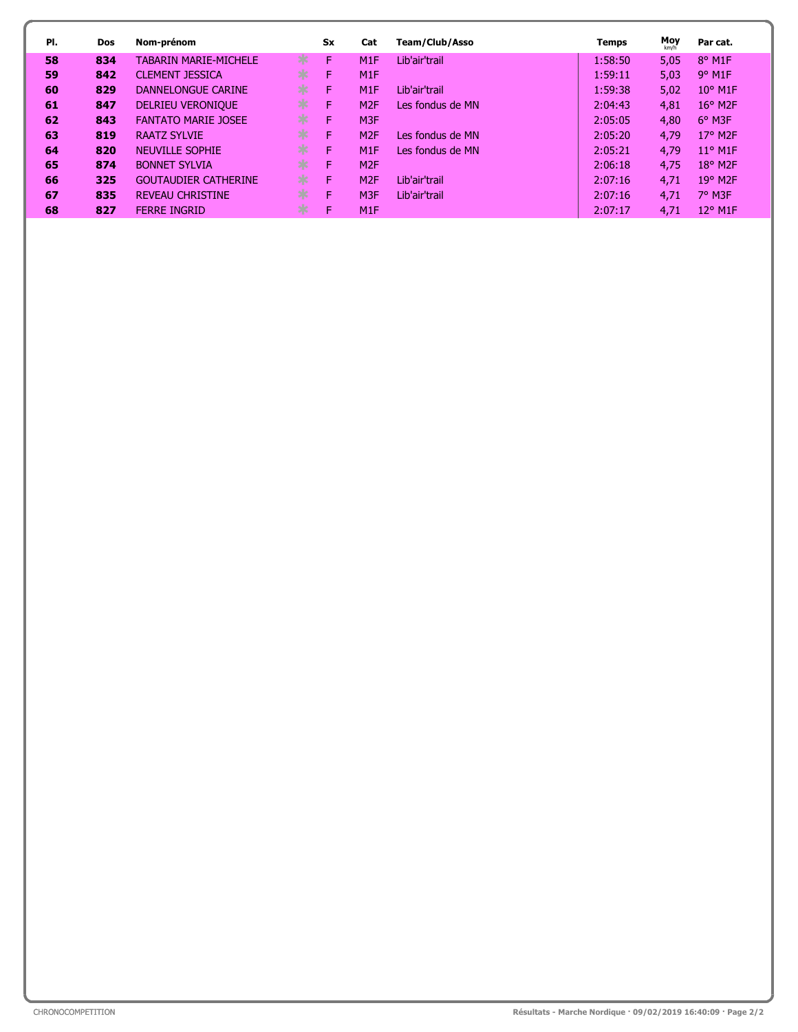| Pl. | Dos | Nom-prénom | | Sx | Cat | Team/Club/Asso | Temps | Moy km/h | Par cat. |
|---|---|---|---|---|---|---|---|---|---|
| **58** | **834** | TABARIN MARIE-MICHELE | * | F | M1F | Lib'air'trail | 1:58:50 | 5,05 | 8° M1F |
| **59** | **842** | CLEMENT JESSICA | * | F | M1F | | 1:59:11 | 5,03 | 9° M1F |
| **60** | **829** | DANNELONGUE CARINE | * | F | M1F | Lib'air'trail | 1:59:38 | 5,02 | 10° M1F |
| **61** | **847** | DELRIEU VERONIQUE | * | F | M2F | Les fondus de MN | 2:04:43 | 4,81 | 16° M2F |
| **62** | **843** | FANTATO MARIE JOSEE | * | F | M3F | | 2:05:05 | 4,80 | 6° M3F |
| **63** | **819** | RAATZ SYLVIE | * | F | M2F | Les fondus de MN | 2:05:20 | 4,79 | 17° M2F |
| **64** | **820** | NEUVILLE SOPHIE | * | F | M1F | Les fondus de MN | 2:05:21 | 4,79 | 11° M1F |
| **65** | **874** | BONNET SYLVIA | * | F | M2F | | 2:06:18 | 4,75 | 18° M2F |
| **66** | **325** | GOUTAUDIER CATHERINE | * | F | M2F | Lib'air'trail | 2:07:16 | 4,71 | 19° M2F |
| **67** | **835** | REVEAU CHRISTINE | * | F | M3F | Lib'air'trail | 2:07:16 | 4,71 | 7° M3F |
| **68** | **827** | FERRE INGRID | * | F | M1F | | 2:07:17 | 4,71 | 12° M1F |